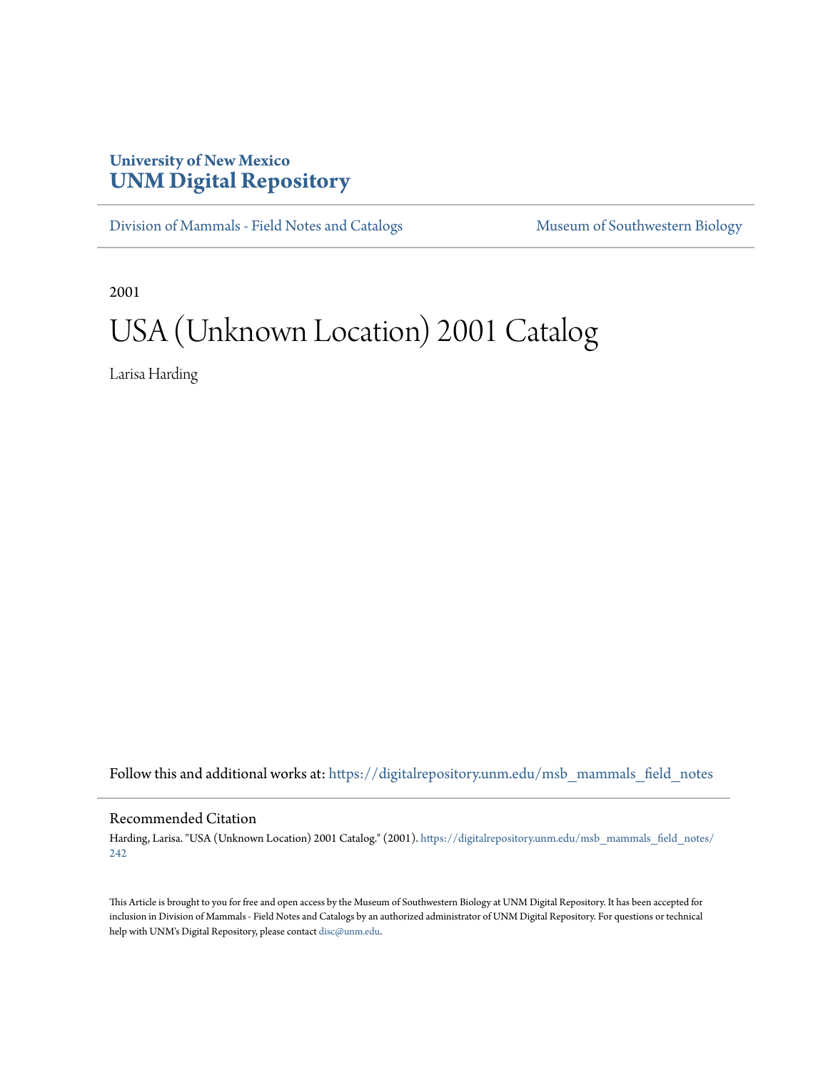University of New Mexico
**UNM Digital Repository**

Division of Mammals - Field Notes and Catalogs | Museum of Southwestern Biology

2001

# USA (Unknown Location) 2001 Catalog

Larisa Harding

Follow this and additional works at: https://digitalrepository.unm.edu/msb_mammals_field_notes

## Recommended Citation

Harding, Larisa. "USA (Unknown Location) 2001 Catalog." (2001). https://digitalrepository.unm.edu/msb_mammals_field_notes/242

This Article is brought to you for free and open access by the Museum of Southwestern Biology at UNM Digital Repository. It has been accepted for inclusion in Division of Mammals - Field Notes and Catalogs by an authorized administrator of UNM Digital Repository. For questions or technical help with UNM's Digital Repository, please contact disc@unm.edu.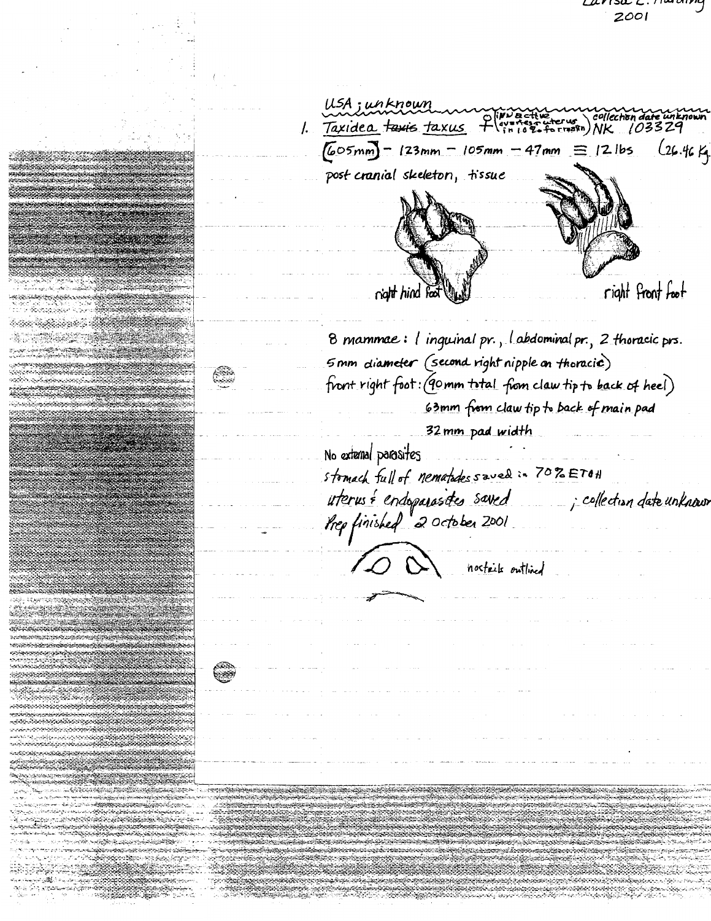Larisa L. Harding
2001

USA ; unknown

1. *Taxidea ~~taxis~~ taxus* ♀ (inactive ovaries & uterus in 10% formalin) collection date unknown NK 103329

[605mm] - 123mm - 105mm - 47mm ≡ 12 lbs (26.46 Kg)

post cranial skeleton, tissue

right hind foot

right front foot

8 mammae : 1 inguinal pr., 1 abdominal pr., 2 thoracic prs.

5mm diameter (second right nipple on thoracic)

front right foot: (90mm total from claw tip to back of heel)

63mm from claw tip to back of main pad

32 mm pad width

No external parasites

stomach full of nematodes saved in 70% ETOH

uterus & endoparasites saved ; collection date unknown

Prep finished 2 October 2001

nostrils outlined